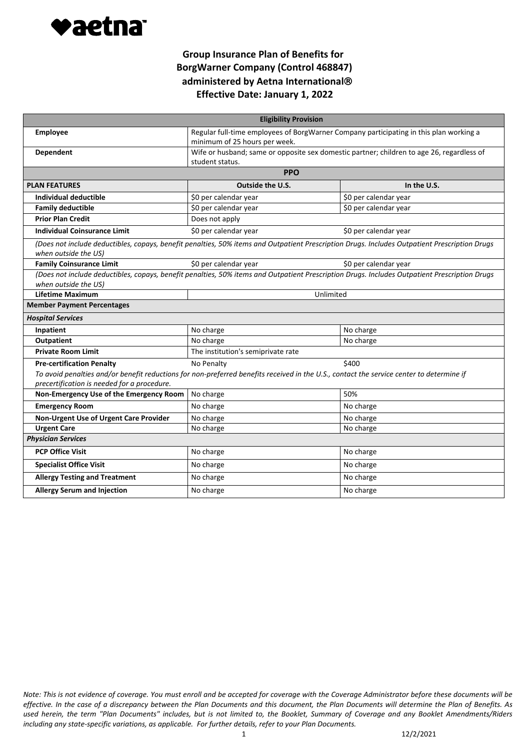aetna

# Group Insurance Plan of Benefits for BorgWarner Company (Control 468847) administered by Aetna International®
## Effective Date: January 1, 2022

| | | |
|---|---|---|
| **Eligibility Provision** | | |
| **Employee** | Regular full-time employees of BorgWarner Company participating in this plan working a minimum of 25 hours per week. | |
| **Dependent** | Wife or husband; same or opposite sex domestic partner; children to age 26, regardless of student status. | |
| **PPO** | | |
| **PLAN FEATURES** | **Outside the U.S.** | **In the U.S.** |
| **Individual deductible** | $0 per calendar year | $0 per calendar year |
| **Family deductible** | $0 per calendar year | $0 per calendar year |
| **Prior Plan Credit** | Does not apply | |
| **Individual Coinsurance Limit** | $0 per calendar year | $0 per calendar year |
| *(Does not include deductibles, copays, benefit penalties, 50% items and Outpatient Prescription Drugs. Includes Outpatient Prescription Drugs when outside the US)* | | |
| **Family Coinsurance Limit** | $0 per calendar year | $0 per calendar year |
| *(Does not include deductibles, copays, benefit penalties, 50% items and Outpatient Prescription Drugs. Includes Outpatient Prescription Drugs when outside the US)* | | |
| **Lifetime Maximum** | Unlimited | |
| **Member Payment Percentages** | | |
| ***Hospital Services*** | | |
| **Inpatient** | No charge | No charge |
| **Outpatient** | No charge | No charge |
| **Private Room Limit** | The institution's semiprivate rate | |
| **Pre-certification Penalty** | No Penalty | $400 |
| *To avoid penalties and/or benefit reductions for non-preferred benefits received in the U.S., contact the service center to determine if precertification is needed for a procedure.* | | |
| **Non-Emergency Use of the Emergency Room** | No charge | 50% |
| **Emergency Room** | No charge | No charge |
| **Non-Urgent Use of Urgent Care Provider** | No charge | No charge |
| **Urgent Care** | No charge | No charge |
| ***Physician Services*** | | |
| **PCP Office Visit** | No charge | No charge |
| **Specialist Office Visit** | No charge | No charge |
| **Allergy Testing and Treatment** | No charge | No charge |
| **Allergy Serum and Injection** | No charge | No charge |

*Note: This is not evidence of coverage. You must enroll and be accepted for coverage with the Coverage Administrator before these documents will be effective. In the case of a discrepancy between the Plan Documents and this document, the Plan Documents will determine the Plan of Benefits. As used herein, the term "Plan Documents" includes, but is not limited to, the Booklet, Summary of Coverage and any Booklet Amendments/Riders including any state-specific variations, as applicable. For further details, refer to your Plan Documents.*

12/2/2021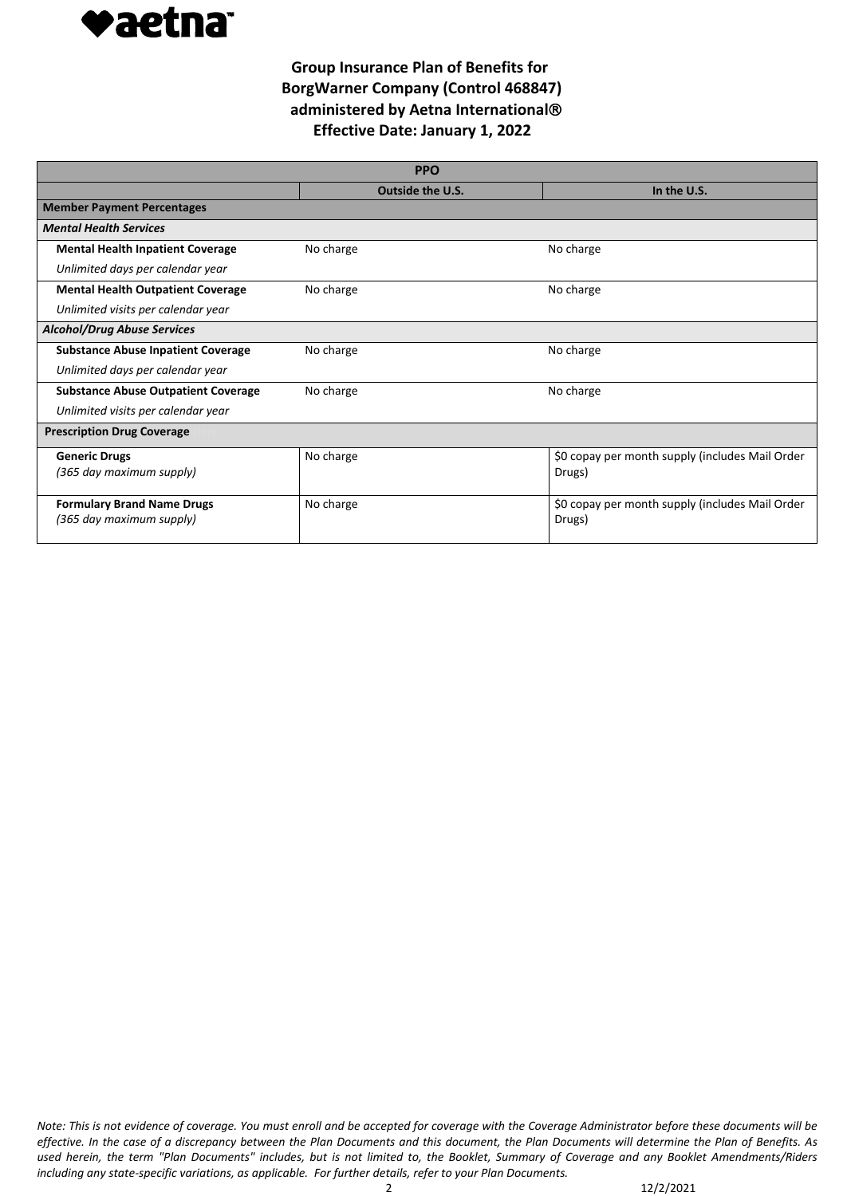# Group Insurance Plan of Benefits for BorgWarner Company (Control 468847) administered by Aetna International®

**Effective Date: January 1, 2022**

| PPO | | |
|---|---|---|
| | **Outside the U.S.** | **In the U.S.** |
| **Member Payment Percentages** | | |
| ***Mental Health Services*** | | |
| **Mental Health Inpatient Coverage**<br>*Unlimited days per calendar year* | No charge | No charge |
| **Mental Health Outpatient Coverage**<br>*Unlimited visits per calendar year* | No charge | No charge |
| ***Alcohol/Drug Abuse Services*** | | |
| **Substance Abuse Inpatient Coverage**<br>*Unlimited days per calendar year* | No charge | No charge |
| **Substance Abuse Outpatient Coverage**<br>*Unlimited visits per calendar year* | No charge | No charge |
| **Prescription Drug Coverage** | | |
| **Generic Drugs**<br>*(365 day maximum supply)* | No charge | $0 copay per month supply (includes Mail Order Drugs) |
| **Formulary Brand Name Drugs**<br>*(365 day maximum supply)* | No charge | $0 copay per month supply (includes Mail Order Drugs) |

*Note: This is not evidence of coverage. You must enroll and be accepted for coverage with the Coverage Administrator before these documents will be effective. In the case of a discrepancy between the Plan Documents and this document, the Plan Documents will determine the Plan of Benefits. As used herein, the term "Plan Documents" includes, but is not limited to, the Booklet, Summary of Coverage and any Booklet Amendments/Riders including any state-specific variations, as applicable. For further details, refer to your Plan Documents.*

12/2/2021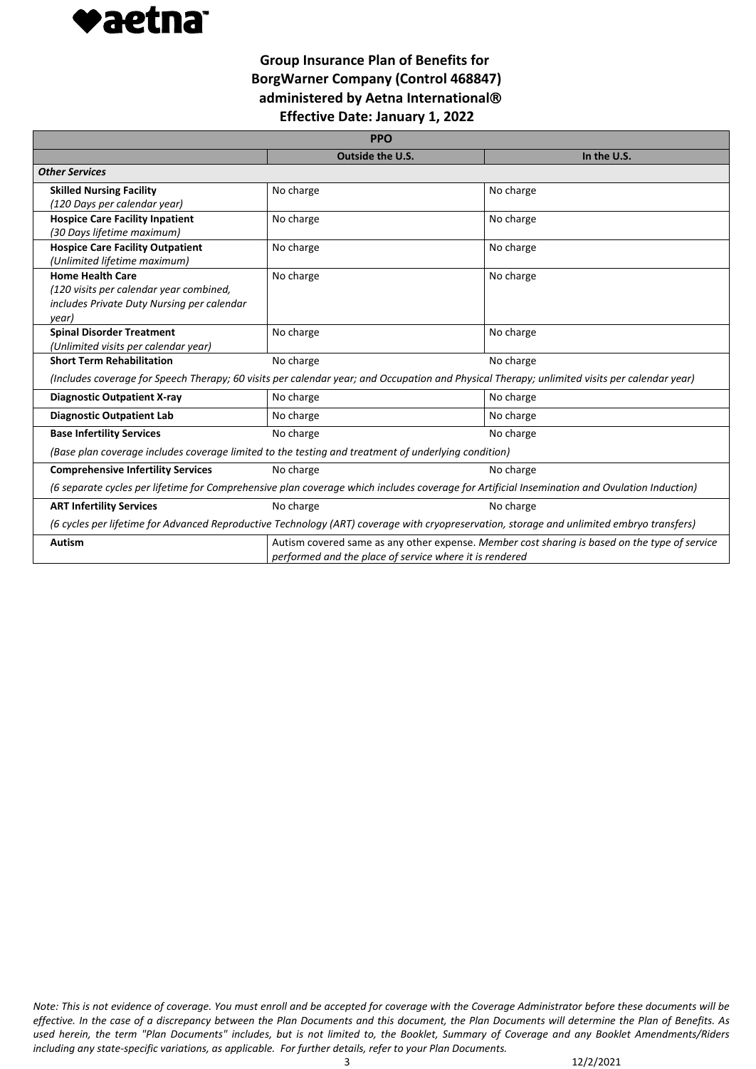# Group Insurance Plan of Benefits for BorgWarner Company (Control 468847) administered by Aetna International®

## Effective Date: January 1, 2022

| PPO | | |
|---|---|---|
| | **Outside the U.S.** | **In the U.S.** |
| ***Other Services*** | | |
| **Skilled Nursing Facility** *(120 Days per calendar year)* | No charge | No charge |
| **Hospice Care Facility Inpatient** *(30 Days lifetime maximum)* | No charge | No charge |
| **Hospice Care Facility Outpatient** *(Unlimited lifetime maximum)* | No charge | No charge |
| **Home Health Care** *(120 visits per calendar year combined, includes Private Duty Nursing per calendar year)* | No charge | No charge |
| **Spinal Disorder Treatment** *(Unlimited visits per calendar year)* | No charge | No charge |
| **Short Term Rehabilitation** | No charge | No charge |
| *(Includes coverage for Speech Therapy; 60 visits per calendar year; and Occupation and Physical Therapy; unlimited visits per calendar year)* | | |
| **Diagnostic Outpatient X-ray** | No charge | No charge |
| **Diagnostic Outpatient Lab** | No charge | No charge |
| **Base Infertility Services** | No charge | No charge |
| *(Base plan coverage includes coverage limited to the testing and treatment of underlying condition)* | | |
| **Comprehensive Infertility Services** | No charge | No charge |
| *(6 separate cycles per lifetime for Comprehensive plan coverage which includes coverage for Artificial Insemination and Ovulation Induction)* | | |
| **ART Infertility Services** | No charge | No charge |
| *(6 cycles per lifetime for Advanced Reproductive Technology (ART) coverage with cryopreservation, storage and unlimited embryo transfers)* | | |
| **Autism** | Autism covered same as any other expense. *Member cost sharing is based on the type of service performed and the place of service where it is rendered* | |

*Note: This is not evidence of coverage. You must enroll and be accepted for coverage with the Coverage Administrator before these documents will be effective. In the case of a discrepancy between the Plan Documents and this document, the Plan Documents will determine the Plan of Benefits. As used herein, the term "Plan Documents" includes, but is not limited to, the Booklet, Summary of Coverage and any Booklet Amendments/Riders including any state-specific variations, as applicable. For further details, refer to your Plan Documents.*

12/2/2021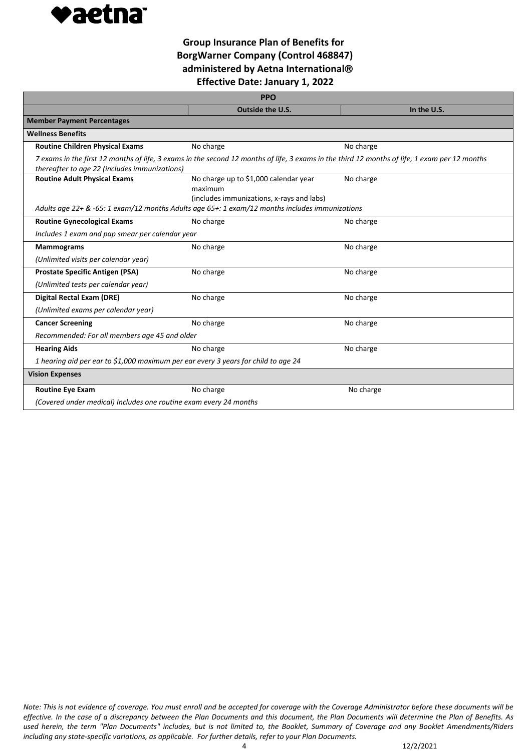## Group Insurance Plan of Benefits for BorgWarner Company (Control 468847) administered by Aetna International®

### Effective Date: January 1, 2022

| PPO | | |
|---|---|---|
| | **Outside the U.S.** | **In the U.S.** |
| **Member Payment Percentages** | | |
| **Wellness Benefits** | | |
| **Routine Children Physical Exams** | No charge | No charge |
| *7 exams in the first 12 months of life, 3 exams in the second 12 months of life, 3 exams in the third 12 months of life, 1 exam per 12 months thereafter to age 22 (includes immunizations)* | | |
| **Routine Adult Physical Exams** | No charge up to $1,000 calendar year maximum (includes immunizations, x-rays and labs) | No charge |
| *Adults age 22+ & -65: 1 exam/12 months Adults age 65+: 1 exam/12 months includes immunizations* | | |
| **Routine Gynecological Exams** | No charge | No charge |
| *Includes 1 exam and pap smear per calendar year* | | |
| **Mammograms** | No charge | No charge |
| *(Unlimited visits per calendar year)* | | |
| **Prostate Specific Antigen (PSA)** | No charge | No charge |
| *(Unlimited tests per calendar year)* | | |
| **Digital Rectal Exam (DRE)** | No charge | No charge |
| *(Unlimited exams per calendar year)* | | |
| **Cancer Screening** | No charge | No charge |
| *Recommended: For all members age 45 and older* | | |
| **Hearing Aids** | No charge | No charge |
| *1 hearing aid per ear to $1,000 maximum per ear every 3 years for child to age 24* | | |
| **Vision Expenses** | | |
| **Routine Eye Exam** | No charge | No charge |
| *(Covered under medical) Includes one routine exam every 24 months* | | |

*Note: This is not evidence of coverage. You must enroll and be accepted for coverage with the Coverage Administrator before these documents will be effective. In the case of a discrepancy between the Plan Documents and this document, the Plan Documents will determine the Plan of Benefits. As used herein, the term "Plan Documents" includes, but is not limited to, the Booklet, Summary of Coverage and any Booklet Amendments/Riders including any state-specific variations, as applicable. For further details, refer to your Plan Documents.*

12/2/2021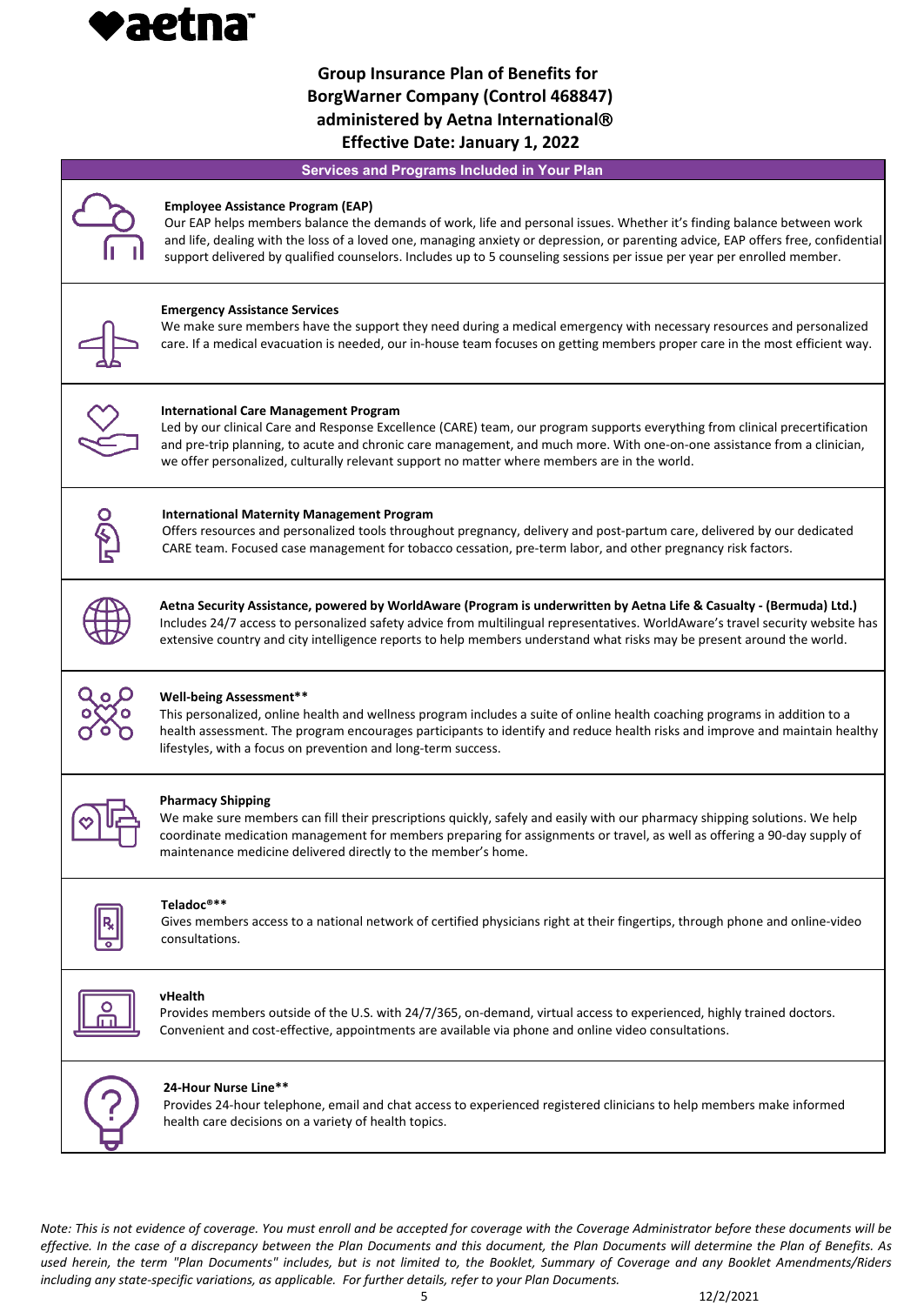# Group Insurance Plan of Benefits for BorgWarner Company (Control 468847) administered by Aetna International®

**Effective Date: January 1, 2022**

## Services and Programs Included in Your Plan

**Employee Assistance Program (EAP)**
Our EAP helps members balance the demands of work, life and personal issues. Whether it's finding balance between work and life, dealing with the loss of a loved one, managing anxiety or depression, or parenting advice, EAP offers free, confidential support delivered by qualified counselors. Includes up to 5 counseling sessions per issue per year per enrolled member.

**Emergency Assistance Services**
We make sure members have the support they need during a medical emergency with necessary resources and personalized care. If a medical evacuation is needed, our in-house team focuses on getting members proper care in the most efficient way.

**International Care Management Program**
Led by our clinical Care and Response Excellence (CARE) team, our program supports everything from clinical precertification and pre-trip planning, to acute and chronic care management, and much more. With one-on-one assistance from a clinician, we offer personalized, culturally relevant support no matter where members are in the world.

**International Maternity Management Program**
Offers resources and personalized tools throughout pregnancy, delivery and post-partum care, delivered by our dedicated CARE team. Focused case management for tobacco cessation, pre-term labor, and other pregnancy risk factors.

**Aetna Security Assistance, powered by WorldAware (Program is underwritten by Aetna Life & Casualty - (Bermuda) Ltd.)**
Includes 24/7 access to personalized safety advice from multilingual representatives. WorldAware's travel security website has extensive country and city intelligence reports to help members understand what risks may be present around the world.

**Well-being Assessment****
This personalized, online health and wellness program includes a suite of online health coaching programs in addition to a health assessment. The program encourages participants to identify and reduce health risks and improve and maintain healthy lifestyles, with a focus on prevention and long-term success.

**Pharmacy Shipping**
We make sure members can fill their prescriptions quickly, safely and easily with our pharmacy shipping solutions. We help coordinate medication management for members preparing for assignments or travel, as well as offering a 90-day supply of maintenance medicine delivered directly to the member's home.

**Teladoc®****
Gives members access to a national network of certified physicians right at their fingertips, through phone and online-video consultations.

**vHealth**
Provides members outside of the U.S. with 24/7/365, on-demand, virtual access to experienced, highly trained doctors. Convenient and cost-effective, appointments are available via phone and online video consultations.

**24-Hour Nurse Line****
Provides 24-hour telephone, email and chat access to experienced registered clinicians to help members make informed health care decisions on a variety of health topics.

*Note: This is not evidence of coverage. You must enroll and be accepted for coverage with the Coverage Administrator before these documents will be effective. In the case of a discrepancy between the Plan Documents and this document, the Plan Documents will determine the Plan of Benefits. As used herein, the term "Plan Documents" includes, but is not limited to, the Booklet, Summary of Coverage and any Booklet Amendments/Riders including any state-specific variations, as applicable. For further details, refer to your Plan Documents.*

12/2/2021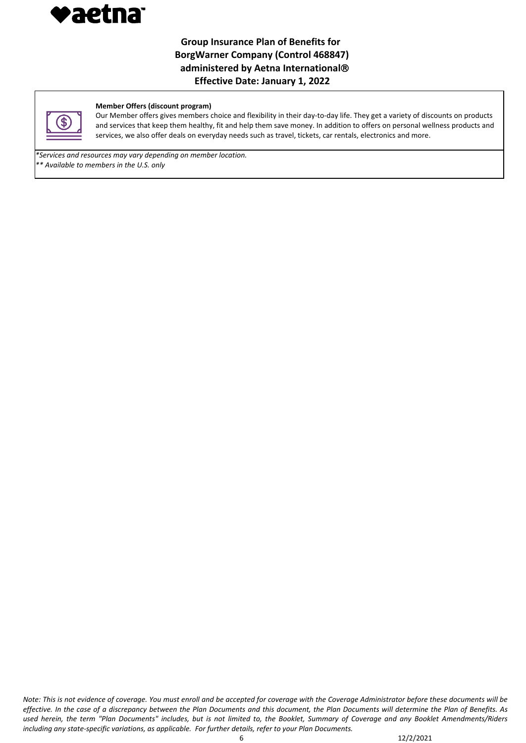**Group Insurance Plan of Benefits for**
**BorgWarner Company (Control 468847)**
**administered by Aetna International®**
**Effective Date: January 1, 2022**

**Member Offers (discount program)**

Our Member offers gives members choice and flexibility in their day-to-day life. They get a variety of discounts on products and services that keep them healthy, fit and help them save money. In addition to offers on personal wellness products and services, we also offer deals on everyday needs such as travel, tickets, car rentals, electronics and more.

*\*Services and resources may vary depending on member location.*
*\*\* Available to members in the U.S. only*

*Note: This is not evidence of coverage. You must enroll and be accepted for coverage with the Coverage Administrator before these documents will be effective. In the case of a discrepancy between the Plan Documents and this document, the Plan Documents will determine the Plan of Benefits. As used herein, the term "Plan Documents" includes, but is not limited to, the Booklet, Summary of Coverage and any Booklet Amendments/Riders including any state-specific variations, as applicable. For further details, refer to your Plan Documents.*

12/2/2021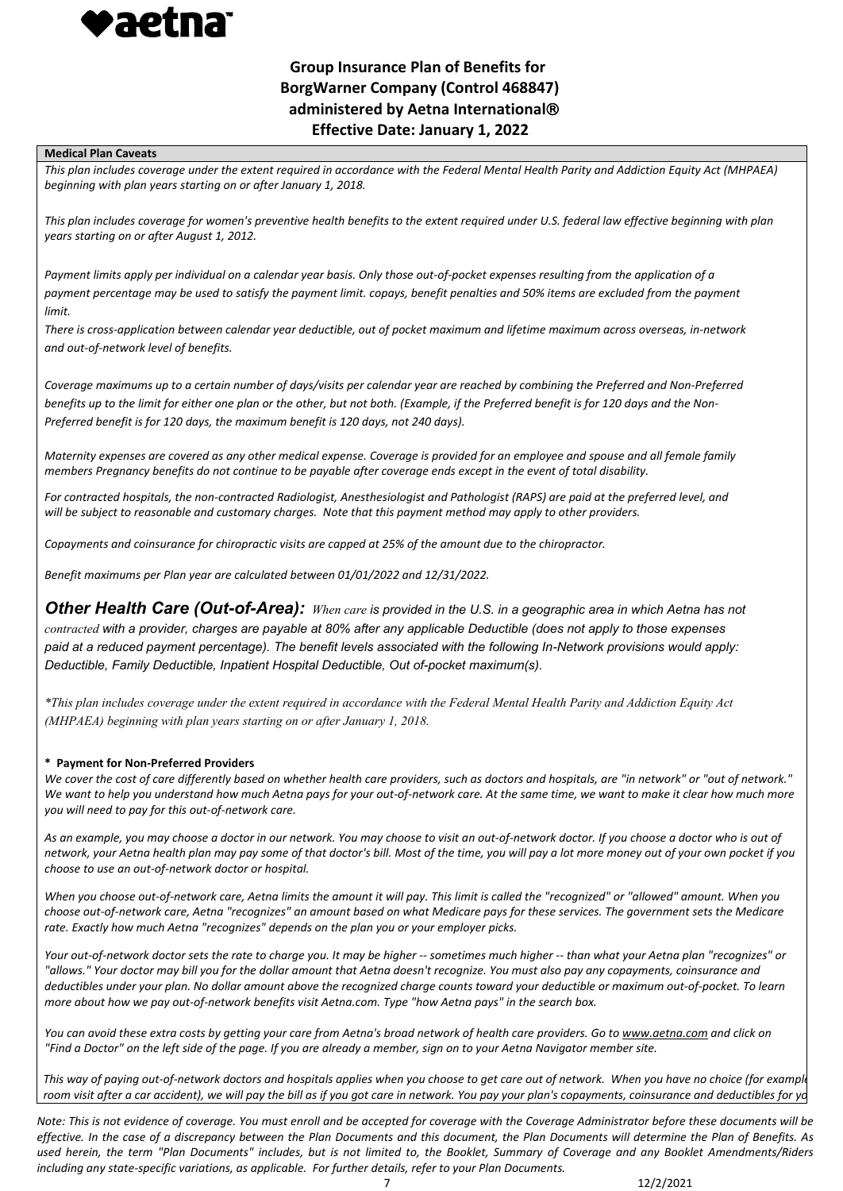**Group Insurance Plan of Benefits for**
**BorgWarner Company (Control 468847)**
**administered by Aetna International®**
**Effective Date: January 1, 2022**

**Medical Plan Caveats**

*This plan includes coverage under the extent required in accordance with the Federal Mental Health Parity and Addiction Equity Act (MHPAEA) beginning with plan years starting on or after January 1, 2018.*

*This plan includes coverage for women's preventive health benefits to the extent required under U.S. federal law effective beginning with plan years starting on or after August 1, 2012.*

*Payment limits apply per individual on a calendar year basis. Only those out-of-pocket expenses resulting from the application of a payment percentage may be used to satisfy the payment limit. copays, benefit penalties and 50% items are excluded from the payment limit.*

*There is cross-application between calendar year deductible, out of pocket maximum and lifetime maximum across overseas, in-network and out-of-network level of benefits.*

*Coverage maximums up to a certain number of days/visits per calendar year are reached by combining the Preferred and Non-Preferred benefits up to the limit for either one plan or the other, but not both. (Example, if the Preferred benefit is for 120 days and the Non-Preferred benefit is for 120 days, the maximum benefit is 120 days, not 240 days).*

*Maternity expenses are covered as any other medical expense. Coverage is provided for an employee and spouse and all female family members Pregnancy benefits do not continue to be payable after coverage ends except in the event of total disability.*

*For contracted hospitals, the non-contracted Radiologist, Anesthesiologist and Pathologist (RAPS) are paid at the preferred level, and will be subject to reasonable and customary charges. Note that this payment method may apply to other providers.*

*Copayments and coinsurance for chiropractic visits are capped at 25% of the amount due to the chiropractor.*

*Benefit maximums per Plan year are calculated between 01/01/2022 and 12/31/2022.*

***Other Health Care (Out-of-Area):*** *When care is provided in the U.S. in a geographic area in which Aetna has not contracted with a provider, charges are payable at 80% after any applicable Deductible (does not apply to those expenses paid at a reduced payment percentage). The benefit levels associated with the following In-Network provisions would apply: Deductible, Family Deductible, Inpatient Hospital Deductible, Out of-pocket maximum(s).*

*\*This plan includes coverage under the extent required in accordance with the Federal Mental Health Parity and Addiction Equity Act (MHPAEA) beginning with plan years starting on or after January 1, 2018.*

**\* Payment for Non-Preferred Providers**

*We cover the cost of care differently based on whether health care providers, such as doctors and hospitals, are "in network" or "out of network." We want to help you understand how much Aetna pays for your out-of-network care. At the same time, we want to make it clear how much more you will need to pay for this out-of-network care.*

*As an example, you may choose a doctor in our network. You may choose to visit an out-of-network doctor. If you choose a doctor who is out of network, your Aetna health plan may pay some of that doctor's bill. Most of the time, you will pay a lot more money out of your own pocket if you choose to use an out-of-network doctor or hospital.*

*When you choose out-of-network care, Aetna limits the amount it will pay. This limit is called the "recognized" or "allowed" amount. When you choose out-of-network care, Aetna "recognizes" an amount based on what Medicare pays for these services. The government sets the Medicare rate. Exactly how much Aetna "recognizes" depends on the plan you or your employer picks.*

*Your out-of-network doctor sets the rate to charge you. It may be higher -- sometimes much higher -- than what your Aetna plan "recognizes" or "allows." Your doctor may bill you for the dollar amount that Aetna doesn't recognize. You must also pay any copayments, coinsurance and deductibles under your plan. No dollar amount above the recognized charge counts toward your deductible or maximum out-of-pocket. To learn more about how we pay out-of-network benefits visit Aetna.com. Type "how Aetna pays" in the search box.*

*You can avoid these extra costs by getting your care from Aetna's broad network of health care providers. Go to www.aetna.com and click on "Find a Doctor" on the left side of the page. If you are already a member, sign on to your Aetna Navigator member site.*

*This way of paying out-of-network doctors and hospitals applies when you choose to get care out of network. When you have no choice (for example room visit after a car accident), we will pay the bill as if you got care in network. You pay your plan's copayments, coinsurance and deductibles for yo*

*Note: This is not evidence of coverage. You must enroll and be accepted for coverage with the Coverage Administrator before these documents will be effective. In the case of a discrepancy between the Plan Documents and this document, the Plan Documents will determine the Plan of Benefits. As used herein, the term "Plan Documents" includes, but is not limited to, the Booklet, Summary of Coverage and any Booklet Amendments/Riders including any state-specific variations, as applicable. For further details, refer to your Plan Documents.*

12/2/2021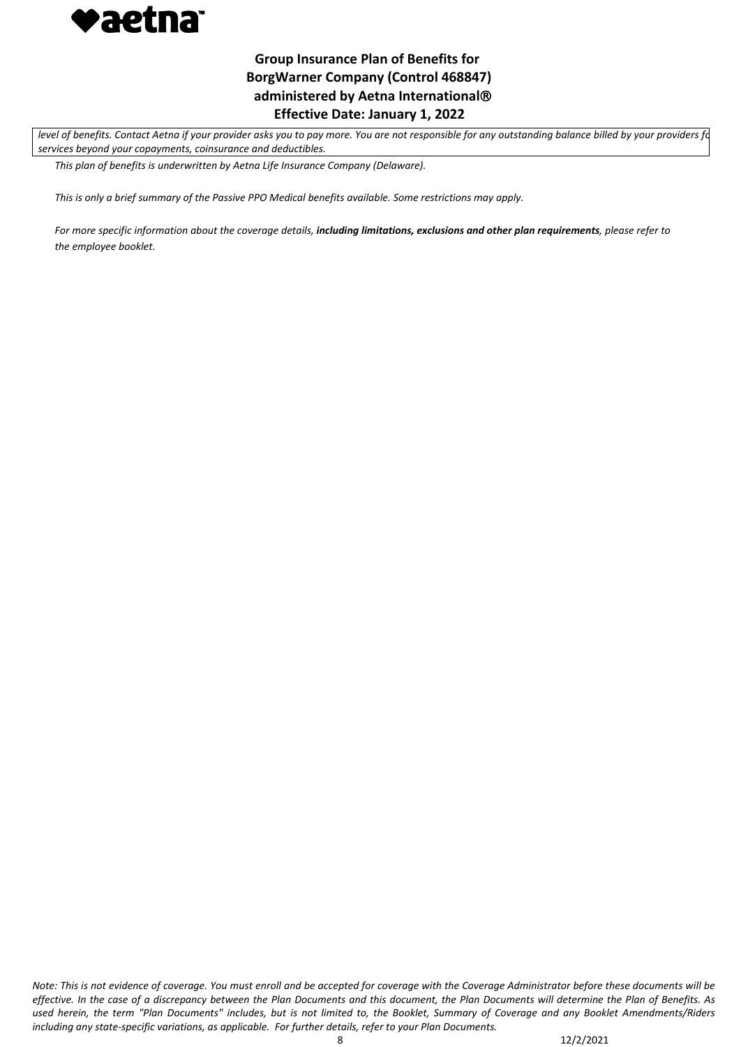*level of benefits. Contact Aetna if your provider asks you to pay more. You are not responsible for any outstanding balance billed by your providers for services beyond your copayments, coinsurance and deductibles.*

*This plan of benefits is underwritten by Aetna Life Insurance Company (Delaware).*

*This is only a brief summary of the Passive PPO Medical benefits available. Some restrictions may apply.*

*For more specific information about the coverage details, **including limitations, exclusions and other plan requirements**, please refer to the employee booklet.*

*Note: This is not evidence of coverage. You must enroll and be accepted for coverage with the Coverage Administrator before these documents will be effective. In the case of a discrepancy between the Plan Documents and this document, the Plan Documents will determine the Plan of Benefits. As used herein, the term "Plan Documents" includes, but is not limited to, the Booklet, Summary of Coverage and any Booklet Amendments/Riders including any state-specific variations, as applicable. For further details, refer to your Plan Documents.*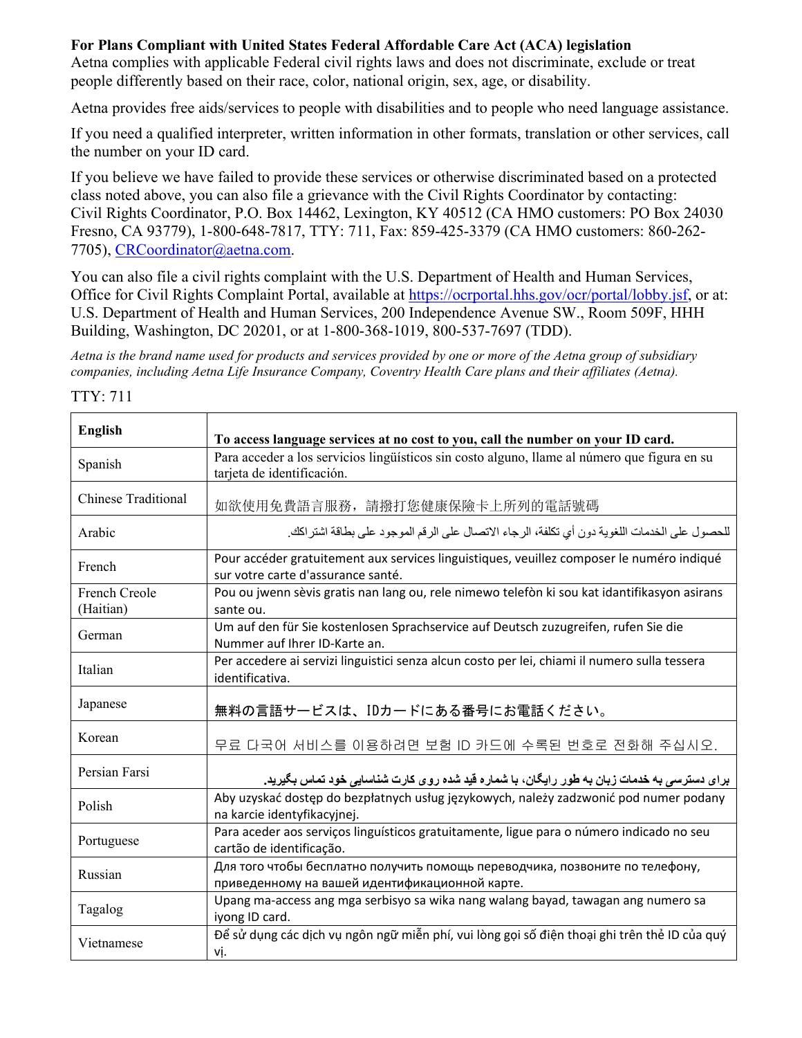**For Plans Compliant with United States Federal Affordable Care Act (ACA) legislation**
Aetna complies with applicable Federal civil rights laws and does not discriminate, exclude or treat people differently based on their race, color, national origin, sex, age, or disability.

Aetna provides free aids/services to people with disabilities and to people who need language assistance.

If you need a qualified interpreter, written information in other formats, translation or other services, call the number on your ID card.

If you believe we have failed to provide these services or otherwise discriminated based on a protected class noted above, you can also file a grievance with the Civil Rights Coordinator by contacting: Civil Rights Coordinator, P.O. Box 14462, Lexington, KY 40512 (CA HMO customers: PO Box 24030 Fresno, CA 93779), 1-800-648-7817, TTY: 711, Fax: 859-425-3379 (CA HMO customers: 860-262-7705), CRCoordinator@aetna.com.

You can also file a civil rights complaint with the U.S. Department of Health and Human Services, Office for Civil Rights Complaint Portal, available at https://ocrportal.hhs.gov/ocr/portal/lobby.jsf, or at: U.S. Department of Health and Human Services, 200 Independence Avenue SW., Room 509F, HHH Building, Washington, DC 20201, or at 1-800-368-1019, 800-537-7697 (TDD).

*Aetna is the brand name used for products and services provided by one or more of the Aetna group of subsidiary companies, including Aetna Life Insurance Company, Coventry Health Care plans and their affiliates (Aetna).*

TTY: 711

| | |
|---|---|
| **English** | **To access language services at no cost to you, call the number on your ID card.** |
| Spanish | Para acceder a los servicios lingüísticos sin costo alguno, llame al número que figura en su tarjeta de identificación. |
| Chinese Traditional | 如欲使用免費語言服務，請撥打您健康保險卡上所列的電話號碼 |
| Arabic | للحصول على الخدمات اللغوية دون أي تكلفة، الرجاء الاتصال على الرقم الموجود على بطاقة اشتراكك. |
| French | Pour accéder gratuitement aux services linguistiques, veuillez composer le numéro indiqué sur votre carte d'assurance santé. |
| French Creole (Haitian) | Pou ou jwenn sèvis gratis nan lang ou, rele nimewo telefòn ki sou kat idantifikasyon asirans sante ou. |
| German | Um auf den für Sie kostenlosen Sprachservice auf Deutsch zuzugreifen, rufen Sie die Nummer auf Ihrer ID-Karte an. |
| Italian | Per accedere ai servizi linguistici senza alcun costo per lei, chiami il numero sulla tessera identificativa. |
| Japanese | 無料の言語サービスは、IDカードにある番号にお電話ください。 |
| Korean | 무료 다국어 서비스를 이용하려면 보험 ID 카드에 수록된 번호로 전화해 주십시오. |
| Persian Farsi | **برای دسترسی به خدمات زبان به طور رایگان، با شماره قید شده روی کارت شناسایی خود تماس بگیرید.** |
| Polish | Aby uzyskać dostęp do bezpłatnych usług językowych, należy zadzwonić pod numer podany na karcie identyfikacyjnej. |
| Portuguese | Para aceder aos serviços linguísticos gratuitamente, ligue para o número indicado no seu cartão de identificação. |
| Russian | Для того чтобы бесплатно получить помощь переводчика, позвоните по телефону, приведенному на вашей идентификационной карте. |
| Tagalog | Upang ma-access ang mga serbisyo sa wika nang walang bayad, tawagan ang numero sa iyong ID card. |
| Vietnamese | Để sử dụng các dịch vụ ngôn ngữ miễn phí, vui lòng gọi số điện thoại ghi trên thẻ ID của quý vị. |